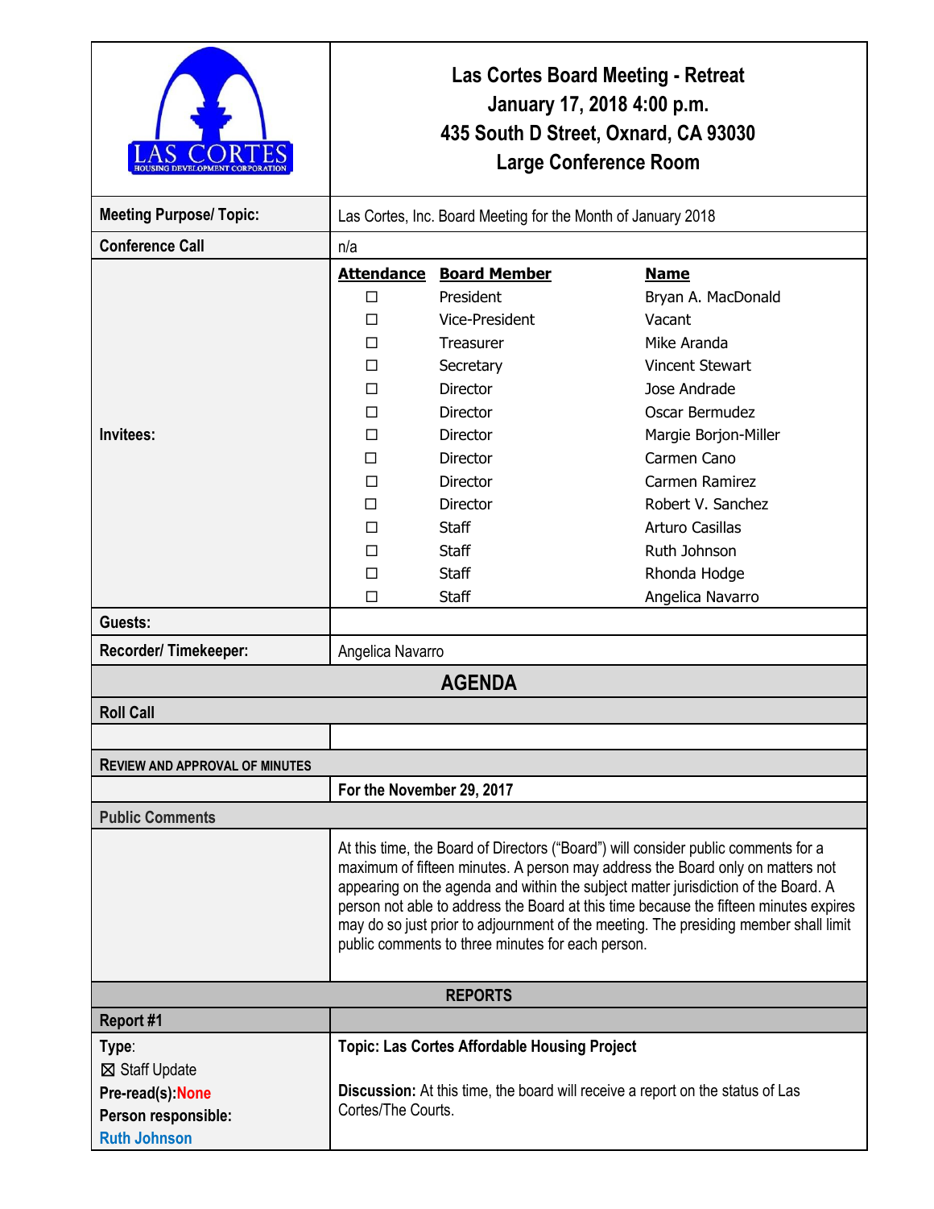| LAS CORTES HOUSING DEVELOPMENT CORPORATION | **Las Cortes Board Meeting - Retreat**<br>**January 17, 2018 4:00 p.m.**<br>**435 South D Street, Oxnard, CA 93030**<br>**Large Conference Room** |
|---|---|
| **Meeting Purpose/ Topic:** | Las Cortes, Inc. Board Meeting for the Month of January 2018 |
| **Conference Call** | n/a |

**Invitees:**

| Attendance | Board Member | Name |
|---|---|---|
| ☐ | President | Bryan A. MacDonald |
| ☐ | Vice-President | Vacant |
| ☐ | Treasurer | Mike Aranda |
| ☐ | Secretary | Vincent Stewart |
| ☐ | Director | Jose Andrade |
| ☐ | Director | Oscar Bermudez |
| ☐ | Director | Margie Borjon-Miller |
| ☐ | Director | Carmen Cano |
| ☐ | Director | Carmen Ramirez |
| ☐ | Director | Robert V. Sanchez |
| ☐ | Staff | Arturo Casillas |
| ☐ | Staff | Ruth Johnson |
| ☐ | Staff | Rhonda Hodge |
| ☐ | Staff | Angelica Navarro |

| | |
|---|---|
| **Guests:** | |
| **Recorder/ Timekeeper:** | Angelica Navarro |

## AGENDA

### Roll Call

### REVIEW AND APPROVAL OF MINUTES

**For the November 29, 2017**

### Public Comments

At this time, the Board of Directors ("Board") will consider public comments for a maximum of fifteen minutes. A person may address the Board only on matters not appearing on the agenda and within the subject matter jurisdiction of the Board. A person not able to address the Board at this time because the fifteen minutes expires may do so just prior to adjournment of the meeting. The presiding member shall limit public comments to three minutes for each person.

### REPORTS

**Report #1**

| | |
|---|---|
| **Type**:<br>☒ Staff Update<br>**Pre-read(s):None**<br>**Person responsible:**<br>**Ruth Johnson** | **Topic: Las Cortes Affordable Housing Project**<br><br>**Discussion:** At this time, the board will receive a report on the status of Las Cortes/The Courts. |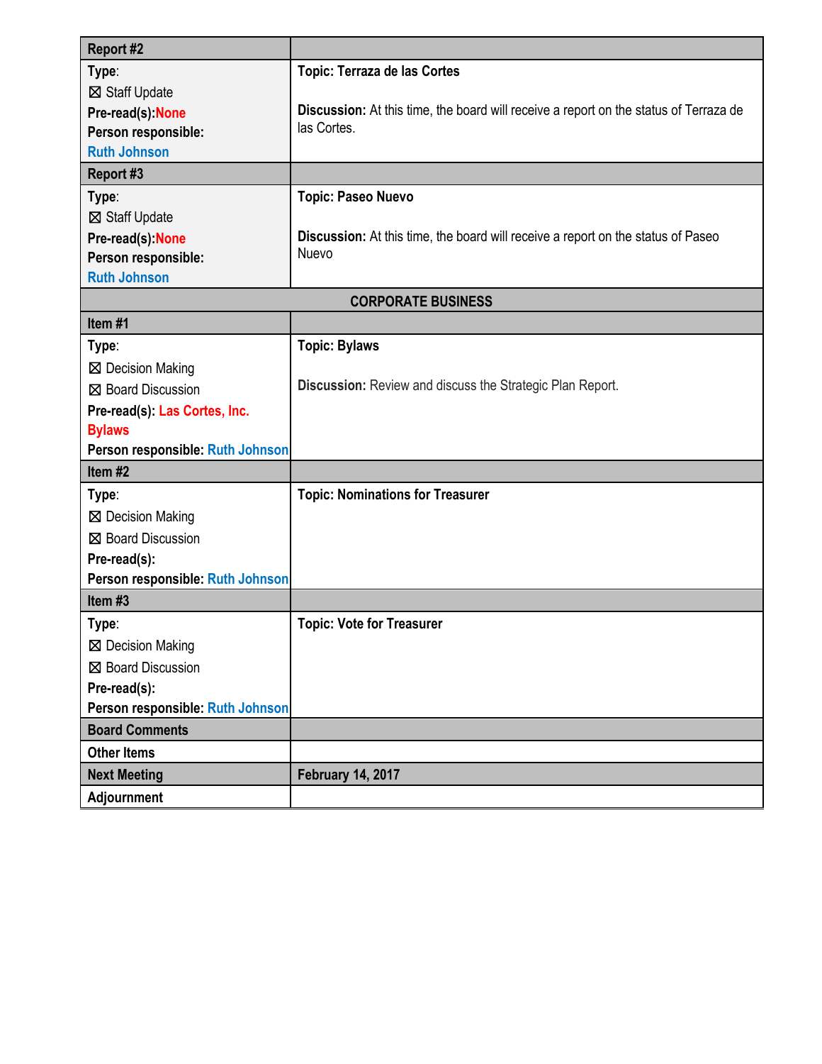| | |
|---|---|
| **Report #2** | |
| **Type**:<br>☒ Staff Update<br>**Pre-read(s):None**<br>**Person responsible:**<br>**Ruth Johnson** | **Topic: Terraza de las Cortes**<br><br>**Discussion:** At this time, the board will receive a report on the status of Terraza de las Cortes. |
| **Report #3** | |
| **Type**:<br>☒ Staff Update<br>**Pre-read(s):None**<br>**Person responsible:**<br>**Ruth Johnson** | **Topic: Paseo Nuevo**<br><br>**Discussion:** At this time, the board will receive a report on the status of Paseo Nuevo |
| **CORPORATE BUSINESS** | |
| **Item #1** | |
| **Type**:<br>☒ Decision Making<br>☒ Board Discussion<br>**Pre-read(s): Las Cortes, Inc. Bylaws**<br>**Person responsible: Ruth Johnson** | **Topic: Bylaws**<br><br>**Discussion:** Review and discuss the Strategic Plan Report. |
| **Item #2** | |
| **Type**:<br>☒ Decision Making<br>☒ Board Discussion<br>**Pre-read(s):**<br>**Person responsible: Ruth Johnson** | **Topic: Nominations for Treasurer** |
| **Item #3** | |
| **Type**:<br>☒ Decision Making<br>☒ Board Discussion<br>**Pre-read(s):**<br>**Person responsible: Ruth Johnson** | **Topic: Vote for Treasurer** |
| **Board Comments** | |
| **Other Items** | |
| **Next Meeting** | **February 14, 2017** |
| **Adjournment** | |